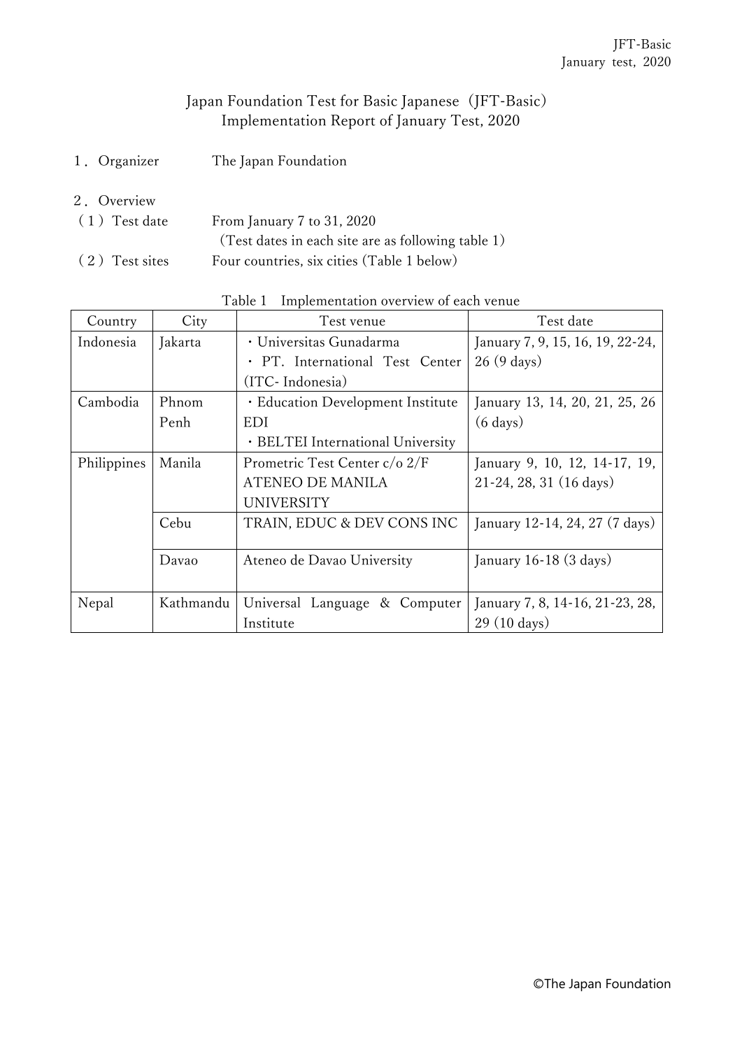# Japan Foundation Test for Basic Japanese（JFT-Basic）
# Implementation Report of January Test, 2020

１．Organizer　　The Japan Foundation

２．Overview

（１）Test date　　From January 7 to 31, 2020
（Test dates in each site are as following table 1）

（２）Test sites　　Four countries, six cities (Table 1 below)

Table 1　Implementation overview of each venue

| Country | City | Test venue | Test date |
|---|---|---|---|
| Indonesia | Jakarta | ・Universitas Gunadarma<br>・PT. International Test Center (ITC- Indonesia) | January 7, 9, 15, 16, 19, 22-24, 26 (9 days) |
| Cambodia | Phnom Penh | ・Education Development Institute EDI<br>・BELTEI International University | January 13, 14, 20, 21, 25, 26 (6 days) |
| Philippines | Manila | Prometric Test Center c/o 2/F ATENEO DE MANILA UNIVERSITY | January 9, 10, 12, 14-17, 19, 21-24, 28, 31 (16 days) |
| | Cebu | TRAIN, EDUC & DEV CONS INC | January 12-14, 24, 27 (7 days) |
| | Davao | Ateneo de Davao University | January 16-18 (3 days) |
| Nepal | Kathmandu | Universal Language & Computer Institute | January 7, 8, 14-16, 21-23, 28, 29 (10 days) |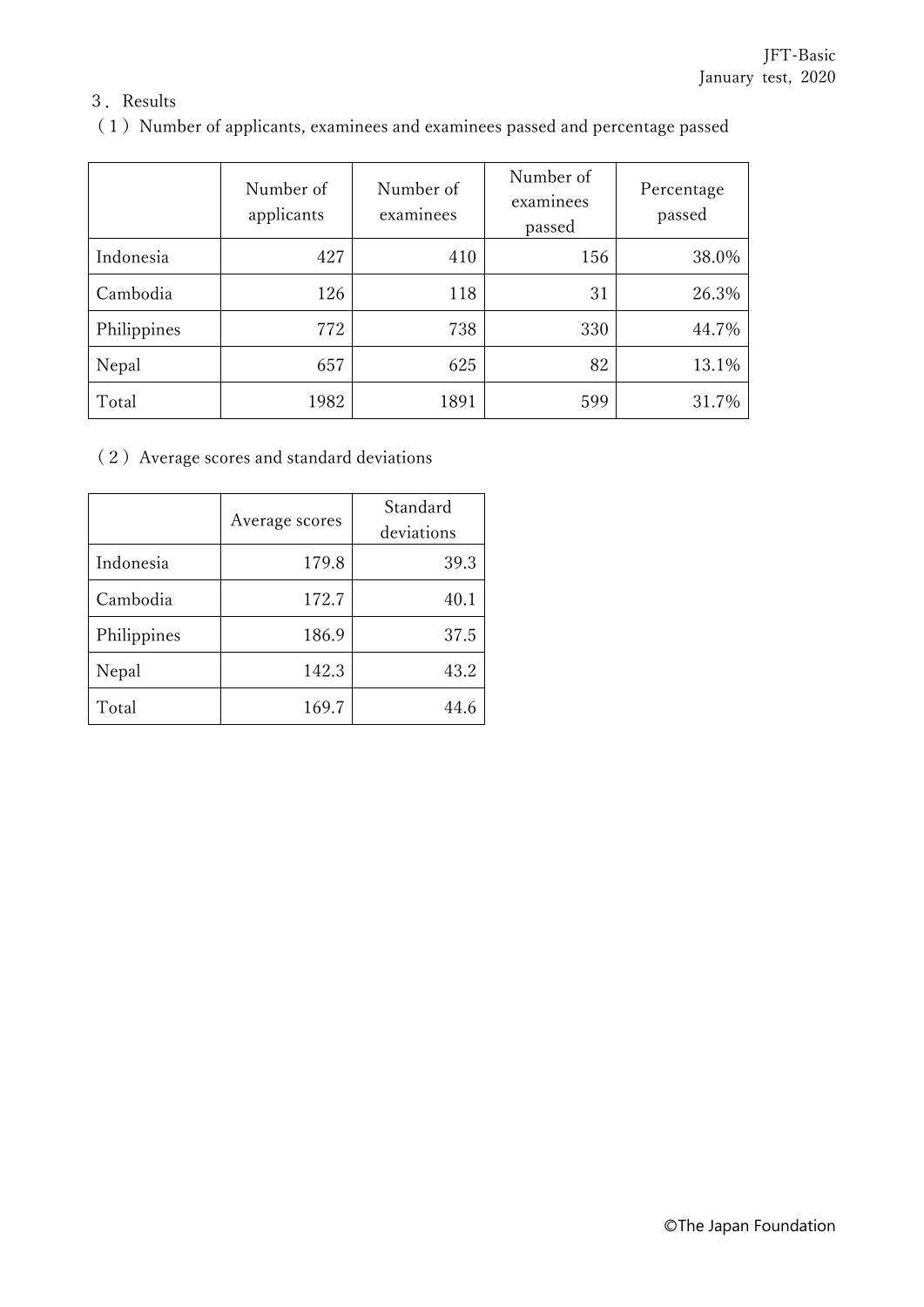## 3．Results

### (1) Number of applicants, examinees and examinees passed and percentage passed

| | Number of applicants | Number of examinees | Number of examinees passed | Percentage passed |
|---|---|---|---|---|
| Indonesia | 427 | 410 | 156 | 38.0% |
| Cambodia | 126 | 118 | 31 | 26.3% |
| Philippines | 772 | 738 | 330 | 44.7% |
| Nepal | 657 | 625 | 82 | 13.1% |
| Total | 1982 | 1891 | 599 | 31.7% |

### (2) Average scores and standard deviations

| | Average scores | Standard deviations |
|---|---|---|
| Indonesia | 179.8 | 39.3 |
| Cambodia | 172.7 | 40.1 |
| Philippines | 186.9 | 37.5 |
| Nepal | 142.3 | 43.2 |
| Total | 169.7 | 44.6 |

©The Japan Foundation